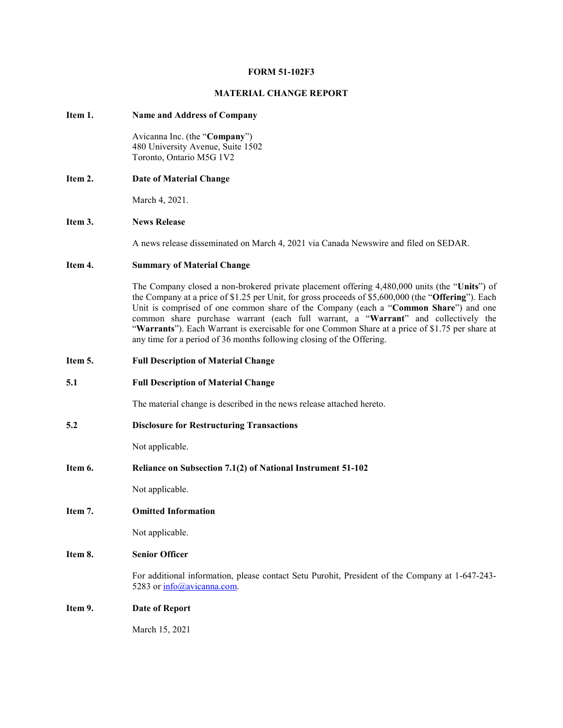**FORM 51-102F3**

**MATERIAL CHANGE REPORT**

**Item 1. Name and Address of Company**

Avicanna Inc. (the "**Company**")
480 University Avenue, Suite 1502
Toronto, Ontario M5G 1V2

**Item 2. Date of Material Change**

March 4, 2021.

**Item 3. News Release**

A news release disseminated on March 4, 2021 via Canada Newswire and filed on SEDAR.

**Item 4. Summary of Material Change**

The Company closed a non-brokered private placement offering 4,480,000 units (the "**Units**") of the Company at a price of $1.25 per Unit, for gross proceeds of $5,600,000 (the "**Offering**"). Each Unit is comprised of one common share of the Company (each a "**Common Share**") and one common share purchase warrant (each full warrant, a "**Warrant**" and collectively the "**Warrants**"). Each Warrant is exercisable for one Common Share at a price of $1.75 per share at any time for a period of 36 months following closing of the Offering.

**Item 5. Full Description of Material Change**

**5.1 Full Description of Material Change**

The material change is described in the news release attached hereto.

**5.2 Disclosure for Restructuring Transactions**

Not applicable.

**Item 6. Reliance on Subsection 7.1(2) of National Instrument 51-102**

Not applicable.

**Item 7. Omitted Information**

Not applicable.

**Item 8. Senior Officer**

For additional information, please contact Setu Purohit, President of the Company at 1-647-243-5283 or info@avicanna.com.

**Item 9. Date of Report**

March 15, 2021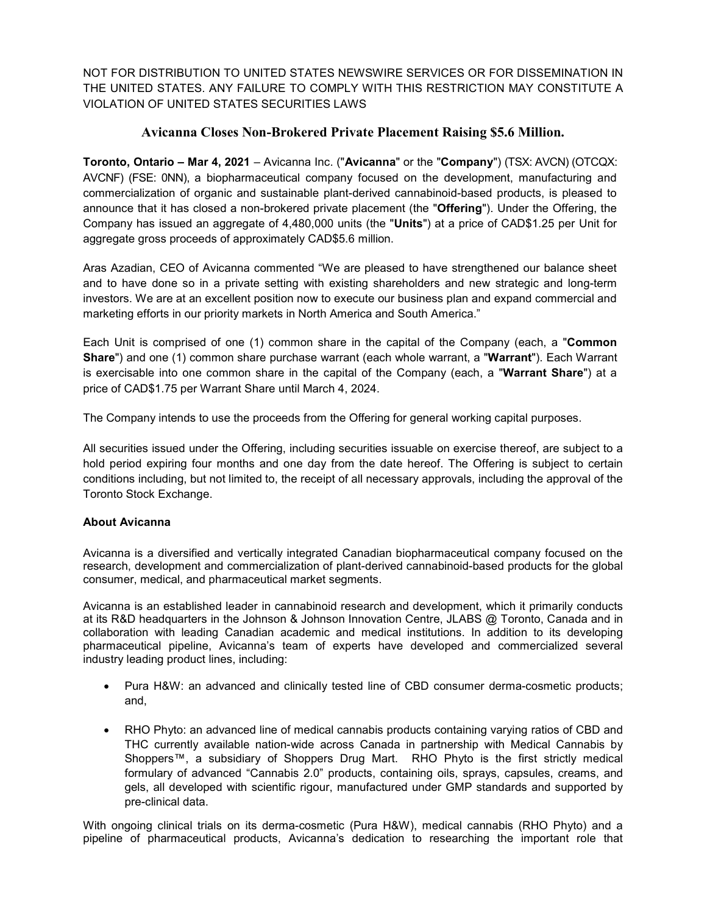NOT FOR DISTRIBUTION TO UNITED STATES NEWSWIRE SERVICES OR FOR DISSEMINATION IN THE UNITED STATES. ANY FAILURE TO COMPLY WITH THIS RESTRICTION MAY CONSTITUTE A VIOLATION OF UNITED STATES SECURITIES LAWS

# Avicanna Closes Non-Brokered Private Placement Raising $5.6 Million.

**Toronto, Ontario – Mar 4, 2021** – Avicanna Inc. ("**Avicanna**" or the "**Company**") (TSX: AVCN) (OTCQX: AVCNF) (FSE: 0NN), a biopharmaceutical company focused on the development, manufacturing and commercialization of organic and sustainable plant-derived cannabinoid-based products, is pleased to announce that it has closed a non-brokered private placement (the "**Offering**"). Under the Offering, the Company has issued an aggregate of 4,480,000 units (the "**Units**") at a price of CAD$1.25 per Unit for aggregate gross proceeds of approximately CAD$5.6 million.

Aras Azadian, CEO of Avicanna commented "We are pleased to have strengthened our balance sheet and to have done so in a private setting with existing shareholders and new strategic and long-term investors. We are at an excellent position now to execute our business plan and expand commercial and marketing efforts in our priority markets in North America and South America."

Each Unit is comprised of one (1) common share in the capital of the Company (each, a "**Common Share**") and one (1) common share purchase warrant (each whole warrant, a "**Warrant**"). Each Warrant is exercisable into one common share in the capital of the Company (each, a "**Warrant Share**") at a price of CAD$1.75 per Warrant Share until March 4, 2024.

The Company intends to use the proceeds from the Offering for general working capital purposes.

All securities issued under the Offering, including securities issuable on exercise thereof, are subject to a hold period expiring four months and one day from the date hereof. The Offering is subject to certain conditions including, but not limited to, the receipt of all necessary approvals, including the approval of the Toronto Stock Exchange.

**About Avicanna**

Avicanna is a diversified and vertically integrated Canadian biopharmaceutical company focused on the research, development and commercialization of plant-derived cannabinoid-based products for the global consumer, medical, and pharmaceutical market segments.

Avicanna is an established leader in cannabinoid research and development, which it primarily conducts at its R&D headquarters in the Johnson & Johnson Innovation Centre, JLABS @ Toronto, Canada and in collaboration with leading Canadian academic and medical institutions. In addition to its developing pharmaceutical pipeline, Avicanna's team of experts have developed and commercialized several industry leading product lines, including:

- Pura H&W: an advanced and clinically tested line of CBD consumer derma-cosmetic products; and,
- RHO Phyto: an advanced line of medical cannabis products containing varying ratios of CBD and THC currently available nation-wide across Canada in partnership with Medical Cannabis by Shoppers™, a subsidiary of Shoppers Drug Mart. RHO Phyto is the first strictly medical formulary of advanced "Cannabis 2.0" products, containing oils, sprays, capsules, creams, and gels, all developed with scientific rigour, manufactured under GMP standards and supported by pre-clinical data.

With ongoing clinical trials on its derma-cosmetic (Pura H&W), medical cannabis (RHO Phyto) and a pipeline of pharmaceutical products, Avicanna's dedication to researching the important role that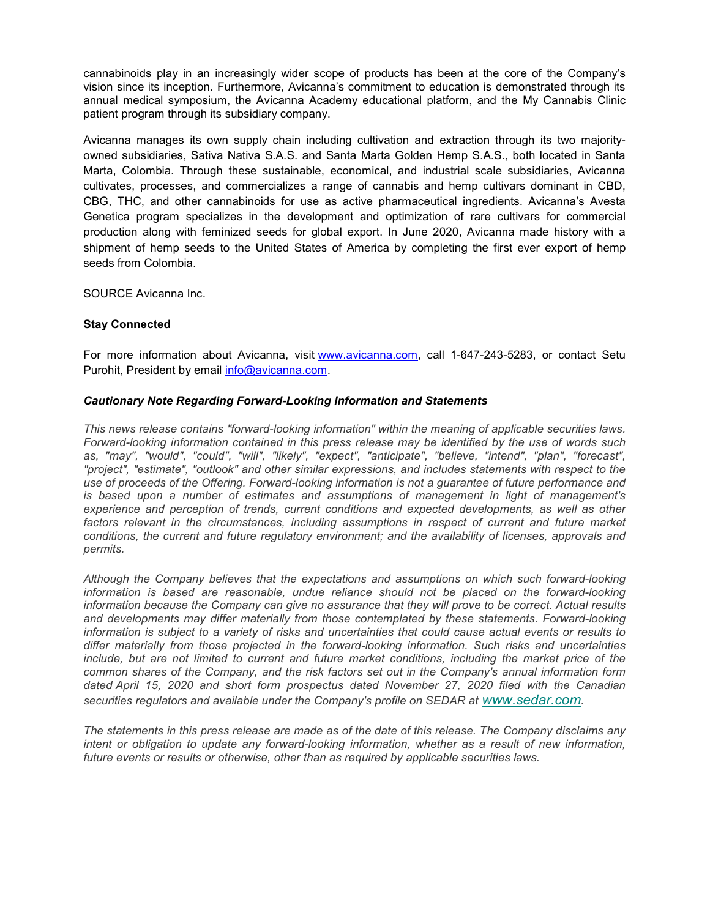cannabinoids play in an increasingly wider scope of products has been at the core of the Company's vision since its inception. Furthermore, Avicanna's commitment to education is demonstrated through its annual medical symposium, the Avicanna Academy educational platform, and the My Cannabis Clinic patient program through its subsidiary company.

Avicanna manages its own supply chain including cultivation and extraction through its two majority-owned subsidiaries, Sativa Nativa S.A.S. and Santa Marta Golden Hemp S.A.S., both located in Santa Marta, Colombia. Through these sustainable, economical, and industrial scale subsidiaries, Avicanna cultivates, processes, and commercializes a range of cannabis and hemp cultivars dominant in CBD, CBG, THC, and other cannabinoids for use as active pharmaceutical ingredients. Avicanna's Avesta Genetica program specializes in the development and optimization of rare cultivars for commercial production along with feminized seeds for global export. In June 2020, Avicanna made history with a shipment of hemp seeds to the United States of America by completing the first ever export of hemp seeds from Colombia.

SOURCE Avicanna Inc.

**Stay Connected**

For more information about Avicanna, visit www.avicanna.com, call 1-647-243-5283, or contact Setu Purohit, President by email info@avicanna.com.

***Cautionary Note Regarding Forward-Looking Information and Statements***

*This news release contains "forward-looking information" within the meaning of applicable securities laws. Forward-looking information contained in this press release may be identified by the use of words such as, "may", "would", "could", "will", "likely", "expect", "anticipate", "believe, "intend", "plan", "forecast", "project", "estimate", "outlook" and other similar expressions, and includes statements with respect to the use of proceeds of the Offering. Forward-looking information is not a guarantee of future performance and is based upon a number of estimates and assumptions of management in light of management's experience and perception of trends, current conditions and expected developments, as well as other factors relevant in the circumstances, including assumptions in respect of current and future market conditions, the current and future regulatory environment; and the availability of licenses, approvals and permits.*

*Although the Company believes that the expectations and assumptions on which such forward-looking information is based are reasonable, undue reliance should not be placed on the forward-looking information because the Company can give no assurance that they will prove to be correct. Actual results and developments may differ materially from those contemplated by these statements. Forward-looking information is subject to a variety of risks and uncertainties that could cause actual events or results to differ materially from those projected in the forward-looking information. Such risks and uncertainties include, but are not limited to current and future market conditions, including the market price of the common shares of the Company, and the risk factors set out in the Company's annual information form dated April 15, 2020 and short form prospectus dated November 27, 2020 filed with the Canadian securities regulators and available under the Company's profile on SEDAR at www.sedar.com.*

*The statements in this press release are made as of the date of this release. The Company disclaims any intent or obligation to update any forward-looking information, whether as a result of new information, future events or results or otherwise, other than as required by applicable securities laws.*